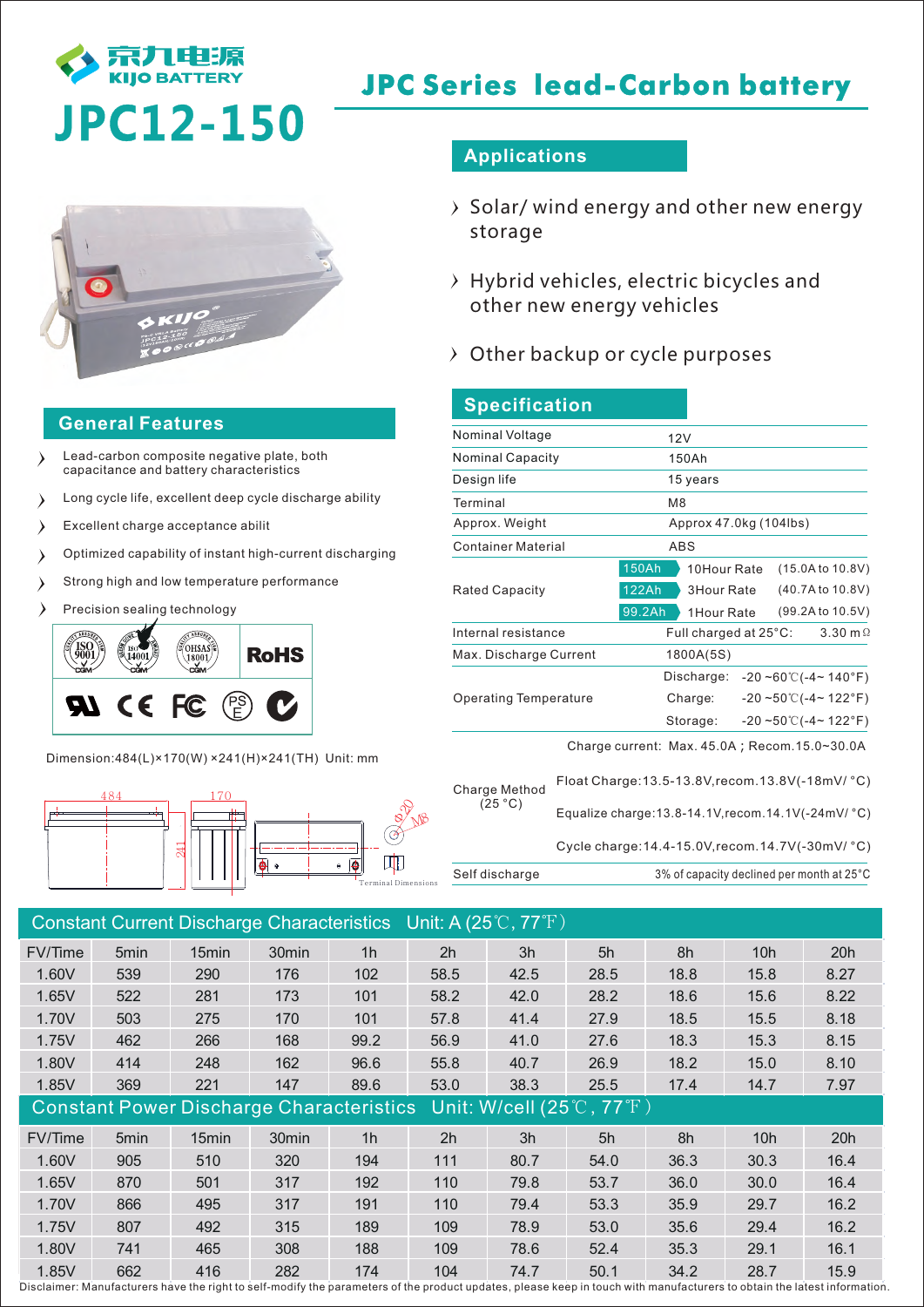京九电源
KIJO BATTERY

# JPC12-150

## JPC Series lead-Carbon battery

### Applications

- Solar/ wind energy and other new energy storage
- Hybrid vehicles, electric bicycles and other new energy vehicles
- Other backup or cycle purposes

### General Features

- Lead-carbon composite negative plate, both capacitance and battery characteristics
- Long cycle life, excellent deep cycle discharge ability
- Excellent charge acceptance abilit
- Optimized capability of instant high-current discharging
- Strong high and low temperature performance
- Precision sealing technology

ISO 9001 ISO 14001 OHSAS 18001 RoHS

Dimension:484(L)×170(W) ×241(H)×241(TH) Unit: mm

484 170 241 Φ20 M8 Terminal Dimensions

### Specification

| | | |
|---|---|---|
| Nominal Voltage | 12V | |
| Nominal Capacity | 150Ah | |
| Design life | 15 years | |
| Terminal | M8 | |
| Approx. Weight | Approx 47.0kg (104lbs) | |
| Container Material | ABS | |
| Rated Capacity | 150Ah 10Hour Rate | (15.0A to 10.8V) |
| | 122Ah 3Hour Rate | (40.7A to 10.8V) |
| | 99.2Ah 1Hour Rate | (99.2A to 10.5V) |
| Internal resistance | Full charged at 25°C: | 3.30 mΩ |
| Max. Discharge Current | 1800A(5S) | |
| Operating Temperature | Discharge: | -20 ~60℃(-4~ 140°F) |
| | Charge: | -20 ~50℃(-4~ 122°F) |
| | Storage: | -20 ~50℃(-4~ 122°F) |
| Charge Method (25 °C) | Charge current: Max. 45.0A ; Recom.15.0~30.0A | |
| | Float Charge:13.5-13.8V,recom.13.8V(-18mV/ °C) | |
| | Equalize charge:13.8-14.1V,recom.14.1V(-24mV/ °C) | |
| | Cycle charge:14.4-15.0V,recom.14.7V(-30mV/ °C) | |
| Self discharge | 3% of capacity declined per month at 25°C | |

### Constant Current Discharge Characteristics Unit: A (25℃, 77℉)

| FV/Time | 5min | 15min | 30min | 1h | 2h | 3h | 5h | 8h | 10h | 20h |
|---|---|---|---|---|---|---|---|---|---|---|
| 1.60V | 539 | 290 | 176 | 102 | 58.5 | 42.5 | 28.5 | 18.8 | 15.8 | 8.27 |
| 1.65V | 522 | 281 | 173 | 101 | 58.2 | 42.0 | 28.2 | 18.6 | 15.6 | 8.22 |
| 1.70V | 503 | 275 | 170 | 101 | 57.8 | 41.4 | 27.9 | 18.5 | 15.5 | 8.18 |
| 1.75V | 462 | 266 | 168 | 99.2 | 56.9 | 41.0 | 27.6 | 18.3 | 15.3 | 8.15 |
| 1.80V | 414 | 248 | 162 | 96.6 | 55.8 | 40.7 | 26.9 | 18.2 | 15.0 | 8.10 |
| 1.85V | 369 | 221 | 147 | 89.6 | 53.0 | 38.3 | 25.5 | 17.4 | 14.7 | 7.97 |

### Constant Power Discharge Characteristics Unit: W/cell (25℃, 77℉)

| FV/Time | 5min | 15min | 30min | 1h | 2h | 3h | 5h | 8h | 10h | 20h |
|---|---|---|---|---|---|---|---|---|---|---|
| 1.60V | 905 | 510 | 320 | 194 | 111 | 80.7 | 54.0 | 36.3 | 30.3 | 16.4 |
| 1.65V | 870 | 501 | 317 | 192 | 110 | 79.8 | 53.7 | 36.0 | 30.0 | 16.4 |
| 1.70V | 866 | 495 | 317 | 191 | 110 | 79.4 | 53.3 | 35.9 | 29.7 | 16.2 |
| 1.75V | 807 | 492 | 315 | 189 | 109 | 78.9 | 53.0 | 35.6 | 29.4 | 16.2 |
| 1.80V | 741 | 465 | 308 | 188 | 109 | 78.6 | 52.4 | 35.3 | 29.1 | 16.1 |
| 1.85V | 662 | 416 | 282 | 174 | 104 | 74.7 | 50.1 | 34.2 | 28.7 | 15.9 |

Disclaimer: Manufacturers have the right to self-modify the parameters of the product updates, please keep in touch with manufacturers to obtain the latest information.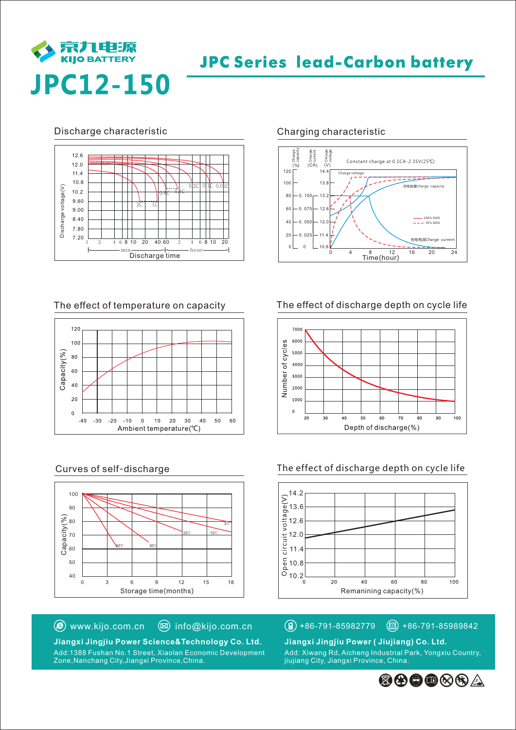京九电源
KIJO BATTERY

# JPC12-150

## JPC Series lead-Carbon battery

### Discharge characteristic

12.6
12.0
11.4
10.8
10.2
9.60
9.00
8.40
7.80
7.20

Discharge voltage(V)

2C 1C 0.6C 0.4C 0.2C 0.1C 0.05C

1 2 4 6 8 10 20 40 60 2 4 6 8 10 20

min hour

Discharge time

### Charging characteristic

Charge capacity (%) Charge current (CA) Charge voltage (V)

Constant charge at 0.1CA-2.35V(25℃)

120 100 80 60 40 20 0

0.100 0.075 0.050 0.025 0

14.4 13.8 13.2 12.6 12.0 11.4 10.8

Charge voltage

充电容量Charge capacity

100% DOD
50% DOD

充电电流Charge current

0 4 8 12 16 20 24

Time(hour)

### The effect of temperature on capacity

120 100 80 60 40 20 0

Capacity(%)

-40 -30 -20 -10 0 10 20 30 40 50 60

Ambient temperature(℃)

### The effect of discharge depth on cycle life

7000 6000 5000 4000 3000 2000 1000 0

Number of cycles

20 30 40 50 60 70 80 90 100

Depth of discharge(%)

### Curves of self-discharge

100 90 80 70 60 50 40

Capacity(%)

0℃ 20℃ 10℃ 40℃ 30℃

0 3 6 9 12 15 18

Storage time(months)

### The effect of discharge depth on cycle life

14.2 13.6 12.6 12.0 11.4 10.8 10.2

Open circuit voltage(V)

0 20 40 60 80 100

Remaining capacity(%)

www.kijo.com.cn info@kijo.com.cn

**Jiangxi Jingjiu Power Science&Technology Co. Ltd.**
Add:1388 Fushan No.1 Street, Xiaolan Economic Development Zone,Nanchang City,Jiangxi Province,China.

+86-791-85982779 +86-791-85989842

**Jiangxi Jingjiu Power ( Jiujiang) Co. Ltd.**
Add: Xiwang Rd, Aicheng Industrial Park, Yongxiu Country, jiujiang City, Jiangxi Province, China.